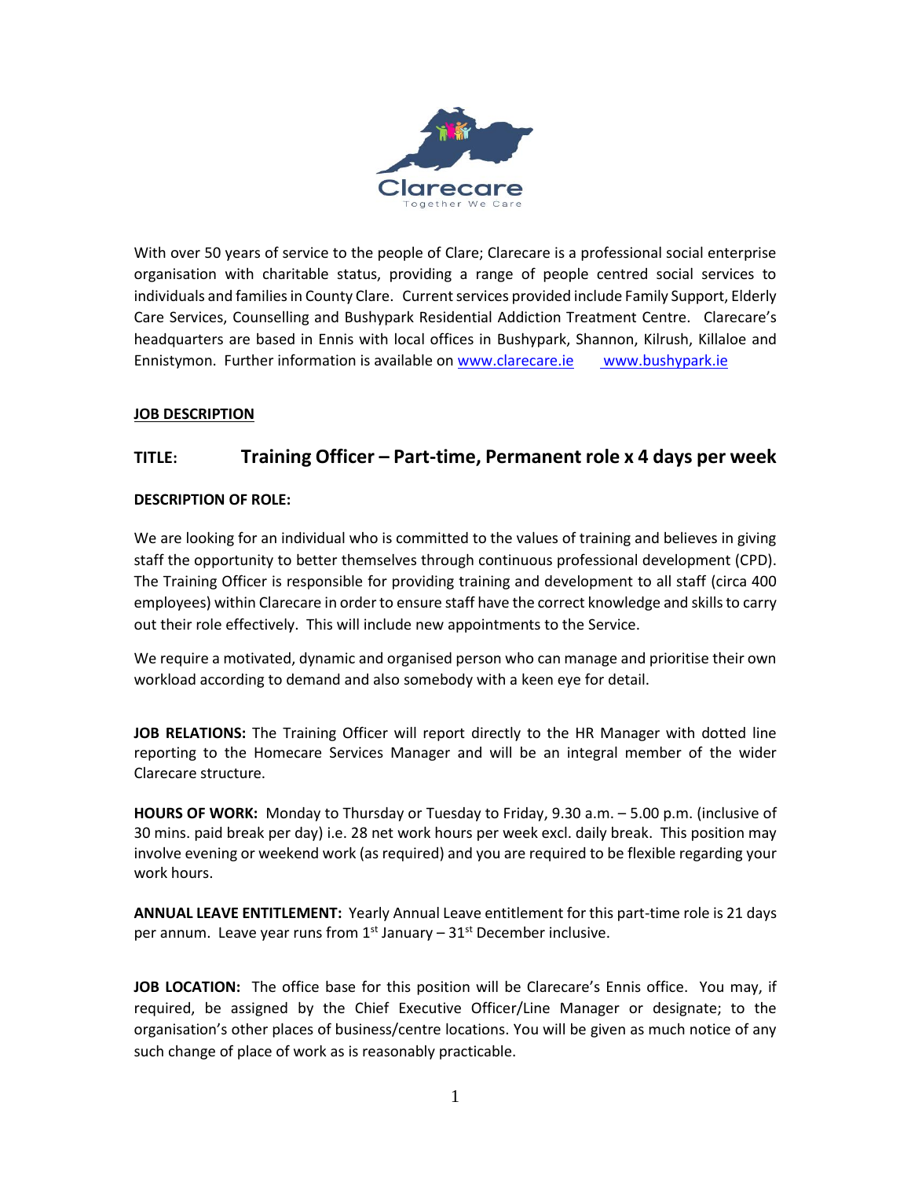Clarecare

Together We Care

With over 50 years of service to the people of Clare; Clarecare is a professional social enterprise organisation with charitable status, providing a range of people centred social services to individuals and families in County Clare. Current services provided include Family Support, Elderly Care Services, Counselling and Bushypark Residential Addiction Treatment Centre. Clarecare's headquarters are based in Ennis with local offices in Bushypark, Shannon, Kilrush, Killaloe and Ennistymon. Further information is available on www.clarecare.ie www.bushypark.ie

**JOB DESCRIPTION**

## TITLE: Training Officer – Part-time, Permanent role x 4 days per week

**DESCRIPTION OF ROLE:**

We are looking for an individual who is committed to the values of training and believes in giving staff the opportunity to better themselves through continuous professional development (CPD). The Training Officer is responsible for providing training and development to all staff (circa 400 employees) within Clarecare in order to ensure staff have the correct knowledge and skills to carry out their role effectively. This will include new appointments to the Service.

We require a motivated, dynamic and organised person who can manage and prioritise their own workload according to demand and also somebody with a keen eye for detail.

**JOB RELATIONS:** The Training Officer will report directly to the HR Manager with dotted line reporting to the Homecare Services Manager and will be an integral member of the wider Clarecare structure.

**HOURS OF WORK:** Monday to Thursday or Tuesday to Friday, 9.30 a.m. – 5.00 p.m. (inclusive of 30 mins. paid break per day) i.e. 28 net work hours per week excl. daily break. This position may involve evening or weekend work (as required) and you are required to be flexible regarding your work hours.

**ANNUAL LEAVE ENTITLEMENT:** Yearly Annual Leave entitlement for this part-time role is 21 days per annum. Leave year runs from 1st January – 31st December inclusive.

**JOB LOCATION:** The office base for this position will be Clarecare's Ennis office. You may, if required, be assigned by the Chief Executive Officer/Line Manager or designate; to the organisation's other places of business/centre locations. You will be given as much notice of any such change of place of work as is reasonably practicable.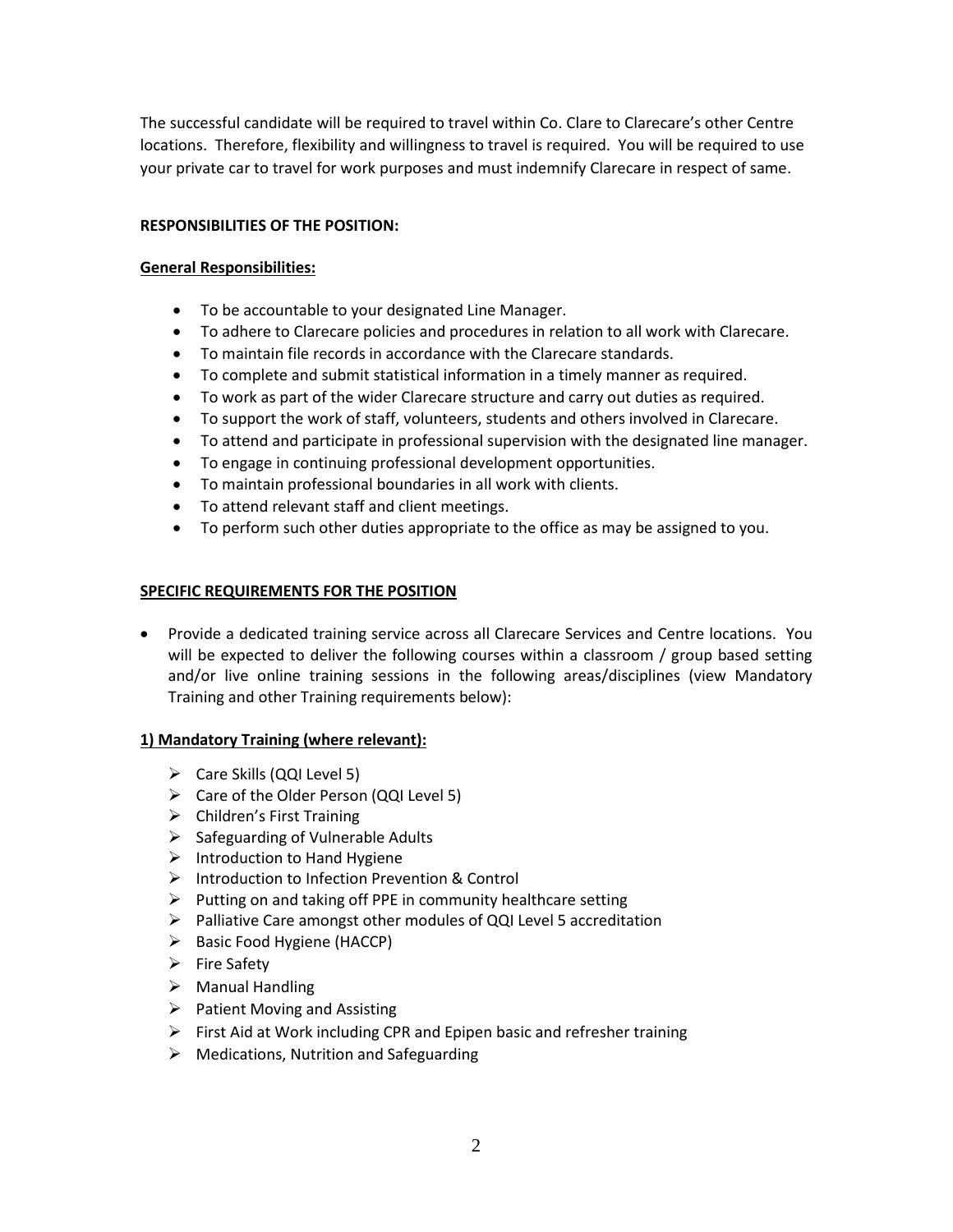The successful candidate will be required to travel within Co. Clare to Clarecare's other Centre locations. Therefore, flexibility and willingness to travel is required. You will be required to use your private car to travel for work purposes and must indemnify Clarecare in respect of same.

**RESPONSIBILITIES OF THE POSITION:**

**General Responsibilities:**

- To be accountable to your designated Line Manager.
- To adhere to Clarecare policies and procedures in relation to all work with Clarecare.
- To maintain file records in accordance with the Clarecare standards.
- To complete and submit statistical information in a timely manner as required.
- To work as part of the wider Clarecare structure and carry out duties as required.
- To support the work of staff, volunteers, students and others involved in Clarecare.
- To attend and participate in professional supervision with the designated line manager.
- To engage in continuing professional development opportunities.
- To maintain professional boundaries in all work with clients.
- To attend relevant staff and client meetings.
- To perform such other duties appropriate to the office as may be assigned to you.

**SPECIFIC REQUIREMENTS FOR THE POSITION**

- Provide a dedicated training service across all Clarecare Services and Centre locations. You will be expected to deliver the following courses within a classroom / group based setting and/or live online training sessions in the following areas/disciplines (view Mandatory Training and other Training requirements below):

**1) Mandatory Training (where relevant):**

- Care Skills (QQI Level 5)
- Care of the Older Person (QQI Level 5)
- Children's First Training
- Safeguarding of Vulnerable Adults
- Introduction to Hand Hygiene
- Introduction to Infection Prevention & Control
- Putting on and taking off PPE in community healthcare setting
- Palliative Care amongst other modules of QQI Level 5 accreditation
- Basic Food Hygiene (HACCP)
- Fire Safety
- Manual Handling
- Patient Moving and Assisting
- First Aid at Work including CPR and Epipen basic and refresher training
- Medications, Nutrition and Safeguarding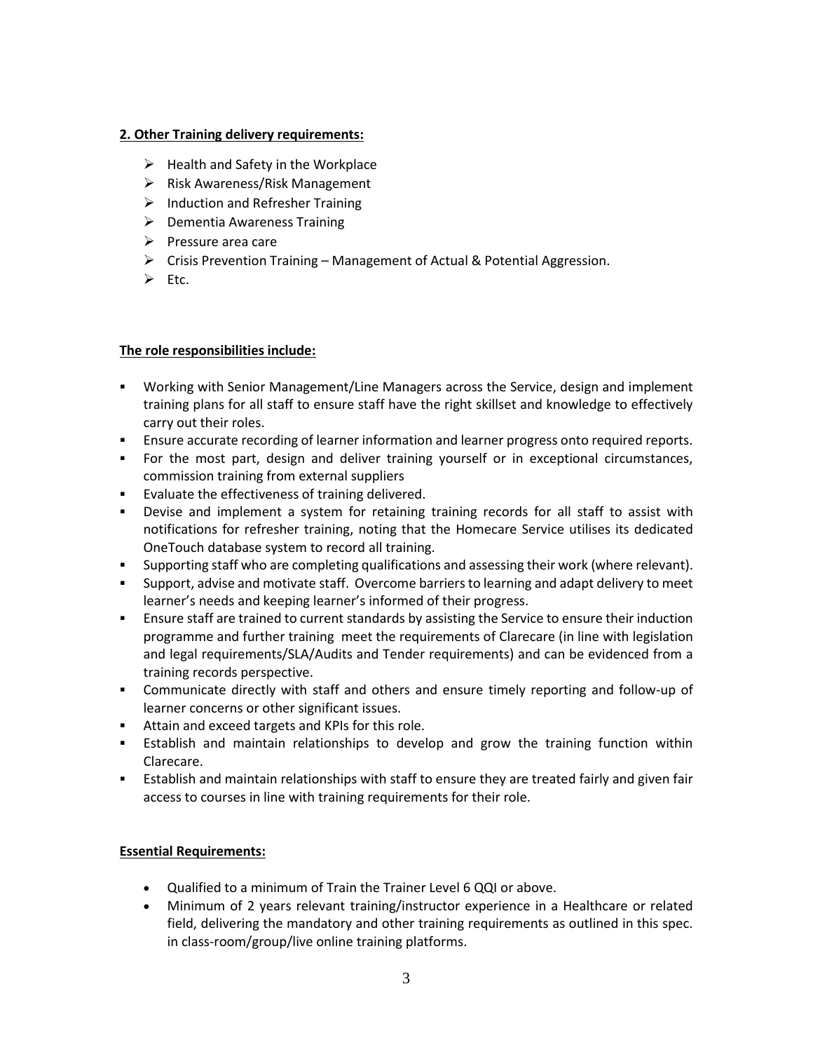**2. Other Training delivery requirements:**

- Health and Safety in the Workplace
- Risk Awareness/Risk Management
- Induction and Refresher Training
- Dementia Awareness Training
- Pressure area care
- Crisis Prevention Training – Management of Actual & Potential Aggression.
- Etc.

**The role responsibilities include:**

- Working with Senior Management/Line Managers across the Service, design and implement training plans for all staff to ensure staff have the right skillset and knowledge to effectively carry out their roles.
- Ensure accurate recording of learner information and learner progress onto required reports.
- For the most part, design and deliver training yourself or in exceptional circumstances, commission training from external suppliers
- Evaluate the effectiveness of training delivered.
- Devise and implement a system for retaining training records for all staff to assist with notifications for refresher training, noting that the Homecare Service utilises its dedicated OneTouch database system to record all training.
- Supporting staff who are completing qualifications and assessing their work (where relevant).
- Support, advise and motivate staff. Overcome barriers to learning and adapt delivery to meet learner's needs and keeping learner's informed of their progress.
- Ensure staff are trained to current standards by assisting the Service to ensure their induction programme and further training meet the requirements of Clarecare (in line with legislation and legal requirements/SLA/Audits and Tender requirements) and can be evidenced from a training records perspective.
- Communicate directly with staff and others and ensure timely reporting and follow-up of learner concerns or other significant issues.
- Attain and exceed targets and KPIs for this role.
- Establish and maintain relationships to develop and grow the training function within Clarecare.
- Establish and maintain relationships with staff to ensure they are treated fairly and given fair access to courses in line with training requirements for their role.

**Essential Requirements:**

- Qualified to a minimum of Train the Trainer Level 6 QQI or above.
- Minimum of 2 years relevant training/instructor experience in a Healthcare or related field, delivering the mandatory and other training requirements as outlined in this spec. in class-room/group/live online training platforms.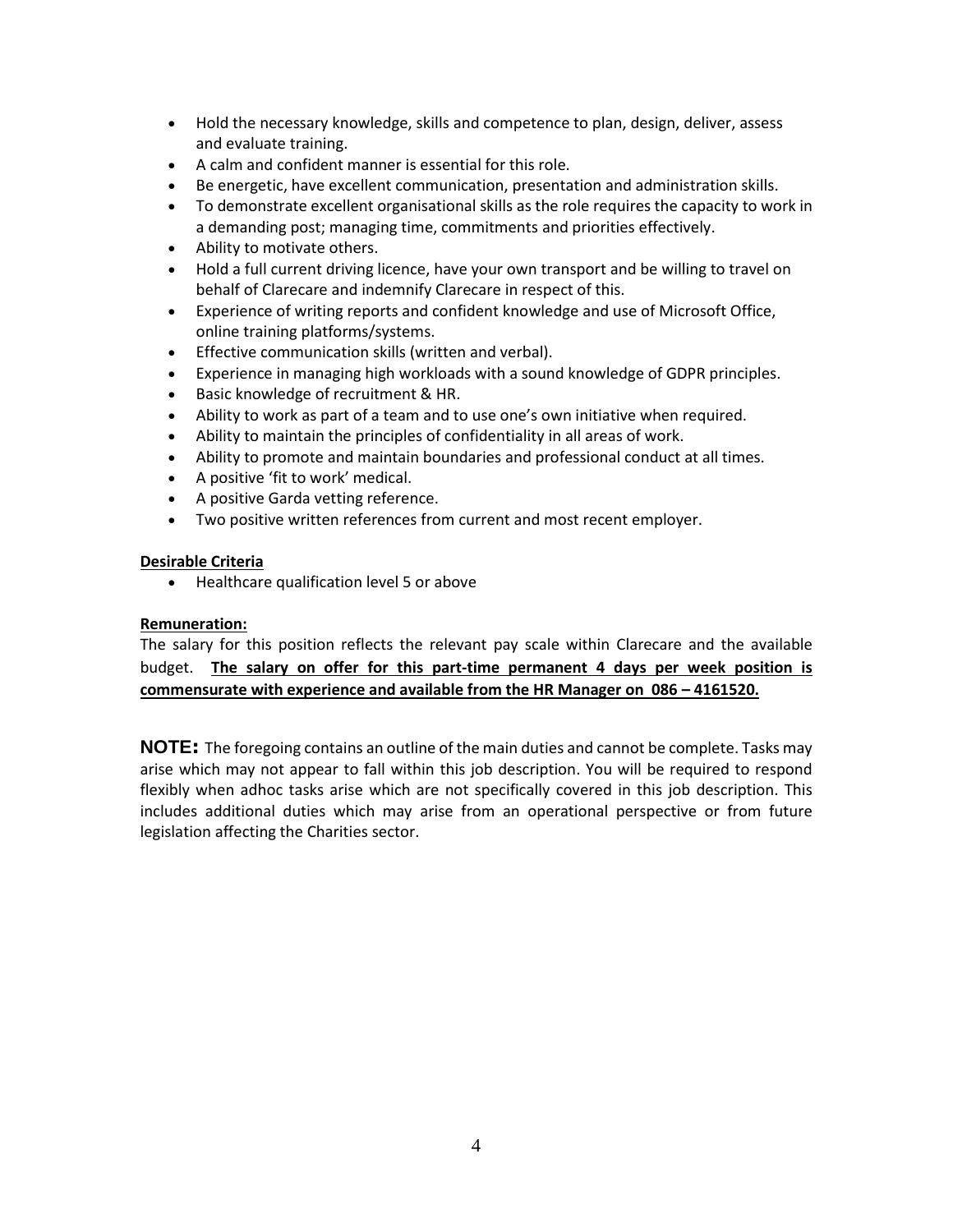- Hold the necessary knowledge, skills and competence to plan, design, deliver, assess and evaluate training.
- A calm and confident manner is essential for this role.
- Be energetic, have excellent communication, presentation and administration skills.
- To demonstrate excellent organisational skills as the role requires the capacity to work in a demanding post; managing time, commitments and priorities effectively.
- Ability to motivate others.
- Hold a full current driving licence, have your own transport and be willing to travel on behalf of Clarecare and indemnify Clarecare in respect of this.
- Experience of writing reports and confident knowledge and use of Microsoft Office, online training platforms/systems.
- Effective communication skills (written and verbal).
- Experience in managing high workloads with a sound knowledge of GDPR principles.
- Basic knowledge of recruitment & HR.
- Ability to work as part of a team and to use one's own initiative when required.
- Ability to maintain the principles of confidentiality in all areas of work.
- Ability to promote and maintain boundaries and professional conduct at all times.
- A positive 'fit to work' medical.
- A positive Garda vetting reference.
- Two positive written references from current and most recent employer.

**Desirable Criteria**

- Healthcare qualification level 5 or above

**Remuneration:**

The salary for this position reflects the relevant pay scale within Clarecare and the available budget. **The salary on offer for this part-time permanent 4 days per week position is commensurate with experience and available from the HR Manager on 086 – 4161520.**

**NOTE:** The foregoing contains an outline of the main duties and cannot be complete. Tasks may arise which may not appear to fall within this job description. You will be required to respond flexibly when adhoc tasks arise which are not specifically covered in this job description. This includes additional duties which may arise from an operational perspective or from future legislation affecting the Charities sector.